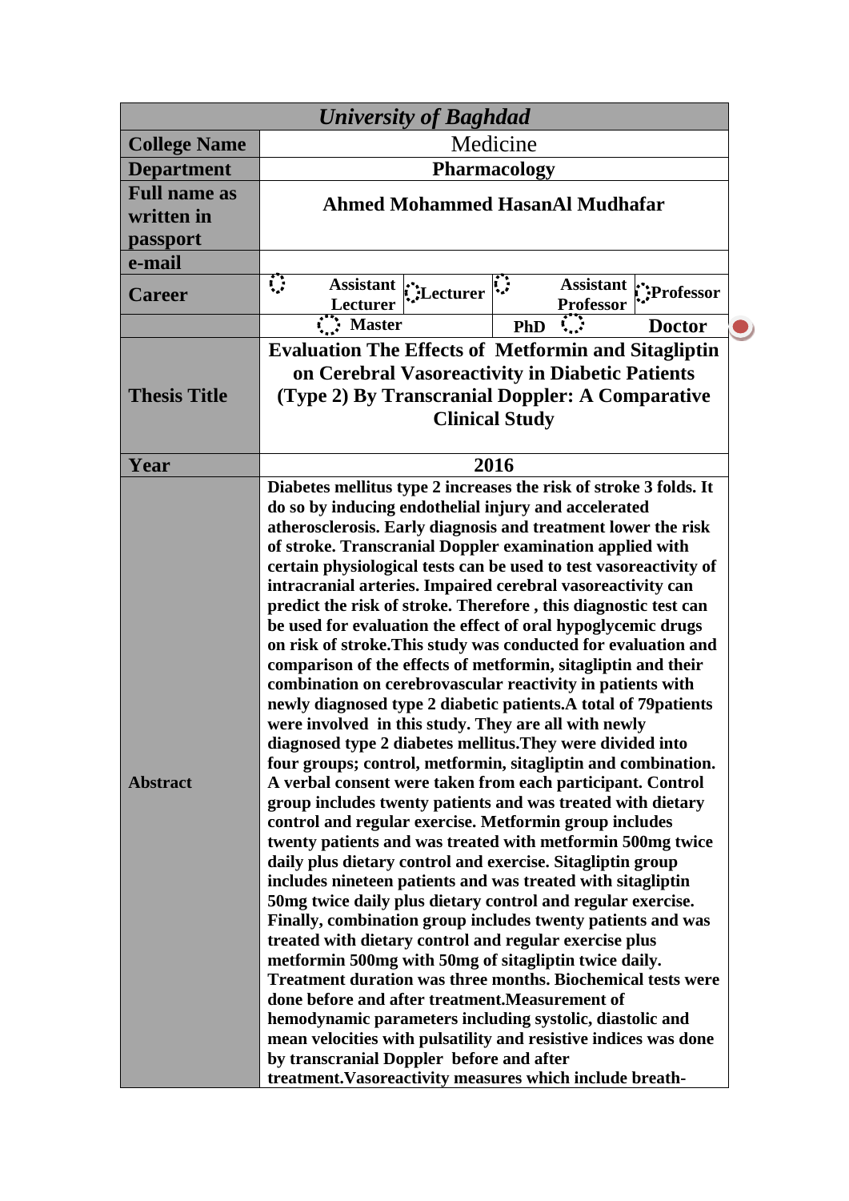| *University of Baghdad* | | | | | | |
|---|---|---|---|---|---|---|
| **College Name** | Medicine | | | | | |
| **Department** | **Pharmacology** | | | | | |
| **Full name as written in passport** | **Ahmed Mohammed HasanAl Mudhafar** | | | | | |
| **e-mail** | | | | | | |
| **Career** | ⬚ | **Assistant Lecturer** | ⬚**Lecturer** | ⬚ | **Assistant Professor** | ⬚**Professor** |
| | ⬚ **Master** | | | **PhD** ⬚ | | **Doctor** |
| **Thesis Title** | **Evaluation The Effects of Metformin and Sitagliptin on Cerebral Vasoreactivity in Diabetic Patients (Type 2) By Transcranial Doppler: A Comparative Clinical Study** | | | | | |
| **Year** | **2016** | | | | | |
| **Abstract** | **Diabetes mellitus type 2 increases the risk of stroke 3 folds. It do so by inducing endothelial injury and accelerated atherosclerosis. Early diagnosis and treatment lower the risk of stroke. Transcranial Doppler examination applied with certain physiological tests can be used to test vasoreactivity of intracranial arteries. Impaired cerebral vasoreactivity can predict the risk of stroke. Therefore , this diagnostic test can be used for evaluation the effect of oral hypoglycemic drugs on risk of stroke.This study was conducted for evaluation and comparison of the effects of metformin, sitagliptin and their combination on cerebrovascular reactivity in patients with newly diagnosed type 2 diabetic patients.A total of 79patients were involved in this study. They are all with newly diagnosed type 2 diabetes mellitus.They were divided into four groups; control, metformin, sitagliptin and combination. A verbal consent were taken from each participant. Control group includes twenty patients and was treated with dietary control and regular exercise. Metformin group includes twenty patients and was treated with metformin 500mg twice daily plus dietary control and exercise. Sitagliptin group includes nineteen patients and was treated with sitagliptin 50mg twice daily plus dietary control and regular exercise. Finally, combination group includes twenty patients and was treated with dietary control and regular exercise plus metformin 500mg with 50mg of sitagliptin twice daily. Treatment duration was three months. Biochemical tests were done before and after treatment.Measurement of hemodynamic parameters including systolic, diastolic and mean velocities with pulsatility and resistive indices was done by transcranial Doppler before and after treatment.Vasoreactivity measures which include breath-** | | | | | |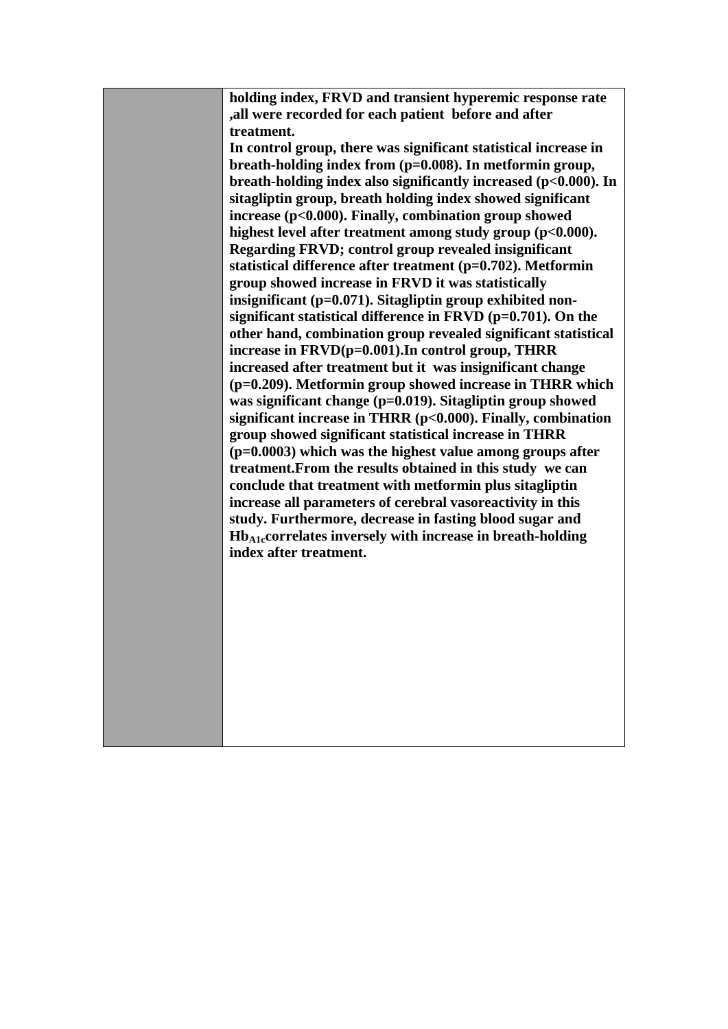**holding index, FRVD and transient hyperemic response rate ,all were recorded for each patient before and after treatment.**

**In control group, there was significant statistical increase in breath-holding index from ($p=0.008$). In metformin group, breath-holding index also significantly increased ($p<0.000$). In sitagliptin group, breath holding index showed significant increase ($p<0.000$). Finally, combination group showed highest level after treatment among study group ($p<0.000$). Regarding FRVD; control group revealed insignificant statistical difference after treatment ($p=0.702$). Metformin group showed increase in FRVD it was statistically insignificant ($p=0.071$). Sitagliptin group exhibited non-significant statistical difference in FRVD ($p=0.701$). On the other hand, combination group revealed significant statistical increase in FRVD($p=0.001$).In control group, THRR increased after treatment but it was insignificant change ($p=0.209$). Metformin group showed increase in THRR which was significant change ($p=0.019$). Sitagliptin group showed significant increase in THRR ($p<0.000$). Finally, combination group showed significant statistical increase in THRR ($p=0.0003$) which was the highest value among groups after treatment.From the results obtained in this study we can conclude that treatment with metformin plus sitagliptin increase all parameters of cerebral vasoreactivity in this study. Furthermore, decrease in fasting blood sugar and $Hb_{A1c}$correlates inversely with increase in breath-holding index after treatment.**